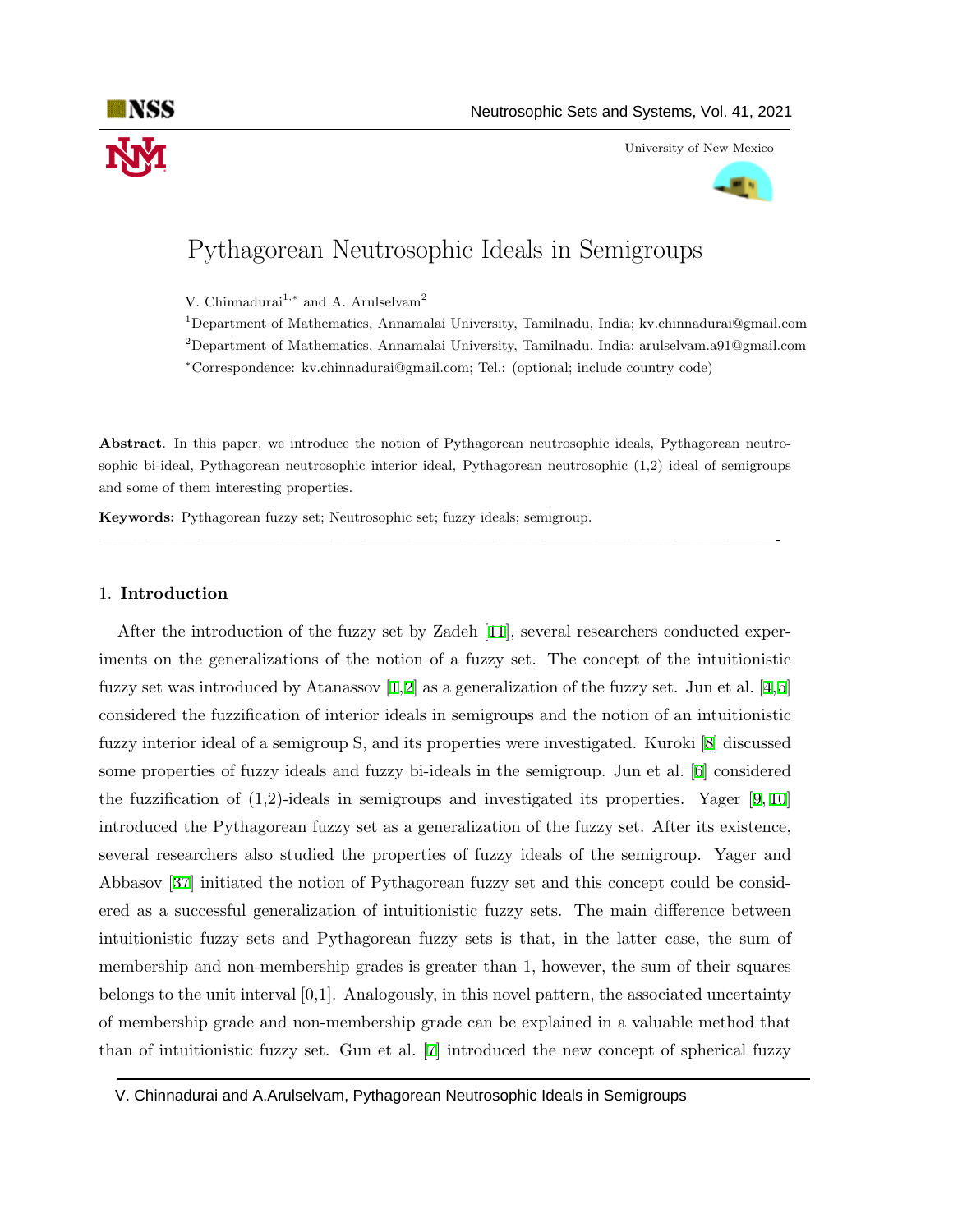# Pythagorean Neutrosophic Ideals in Semigroups

V. Chinnadurai[1,*] and A. Arulselvam[2]

[1]Department of Mathematics, Annamalai University, Tamilnadu, India; kv.chinnadurai@gmail.com

[2]Department of Mathematics, Annamalai University, Tamilnadu, India; arulselvam.a91@gmail.com

[*]Correspondence: kv.chinnadurai@gmail.com; Tel.: (optional; include country code)

**Abstract**. In this paper, we introduce the notion of Pythagorean neutrosophic ideals, Pythagorean neutrosophic bi-ideal, Pythagorean neutrosophic interior ideal, Pythagorean neutrosophic (1,2) ideal of semigroups and some of them interesting properties.

**Keywords:** Pythagorean fuzzy set; Neutrosophic set; fuzzy ideals; semigroup.

---

## 1. Introduction

After the introduction of the fuzzy set by Zadeh [11], several researchers conducted experiments on the generalizations of the notion of a fuzzy set. The concept of the intuitionistic fuzzy set was introduced by Atanassov [1,2] as a generalization of the fuzzy set. Jun et al. [4,5] considered the fuzzification of interior ideals in semigroups and the notion of an intuitionistic fuzzy interior ideal of a semigroup S, and its properties were investigated. Kuroki [8] discussed some properties of fuzzy ideals and fuzzy bi-ideals in the semigroup. Jun et al. [6] considered the fuzzification of (1,2)-ideals in semigroups and investigated its properties. Yager [9, 10] introduced the Pythagorean fuzzy set as a generalization of the fuzzy set. After its existence, several researchers also studied the properties of fuzzy ideals of the semigroup. Yager and Abbasov [37] initiated the notion of Pythagorean fuzzy set and this concept could be considered as a successful generalization of intuitionistic fuzzy sets. The main difference between intuitionistic fuzzy sets and Pythagorean fuzzy sets is that, in the latter case, the sum of membership and non-membership grades is greater than 1, however, the sum of their squares belongs to the unit interval [0,1]. Analogously, in this novel pattern, the associated uncertainty of membership grade and non-membership grade can be explained in a valuable method that than of intuitionistic fuzzy set. Gun et al. [7] introduced the new concept of spherical fuzzy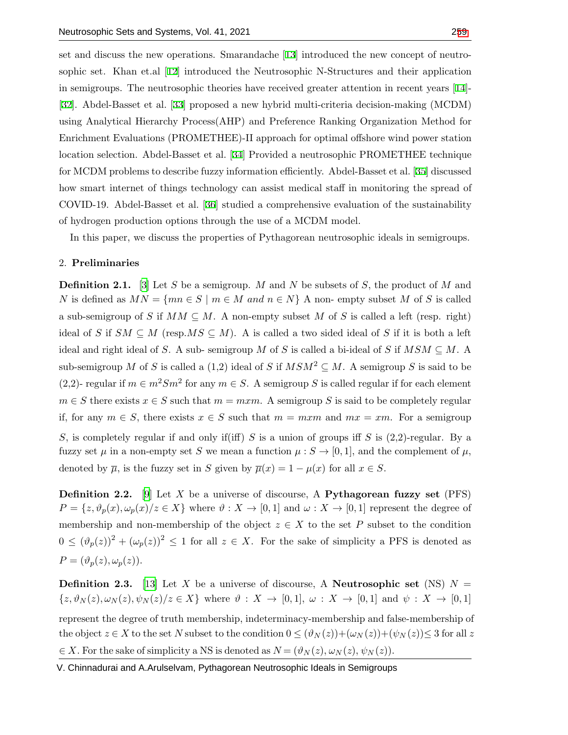set and discuss the new operations. Smarandache [13] introduced the new concept of neutrosophic set. Khan et.al [12] introduced the Neutrosophic N-Structures and their application in semigroups. The neutrosophic theories have received greater attention in recent years [14]-[32]. Abdel-Basset et al. [33] proposed a new hybrid multi-criteria decision-making (MCDM) using Analytical Hierarchy Process(AHP) and Preference Ranking Organization Method for Enrichment Evaluations (PROMETHEE)-II approach for optimal offshore wind power station location selection. Abdel-Basset et al. [34] Provided a neutrosophic PROMETHEE technique for MCDM problems to describe fuzzy information efficiently. Abdel-Basset et al. [35] discussed how smart internet of things technology can assist medical staff in monitoring the spread of COVID-19. Abdel-Basset et al. [36] studied a comprehensive evaluation of the sustainability of hydrogen production options through the use of a MCDM model.

In this paper, we discuss the properties of Pythagorean neutrosophic ideals in semigroups.

## 2. Preliminaries

**Definition 2.1.** [3] Let $S$ be a semigroup. $M$ and $N$ be subsets of $S$, the product of $M$ and $N$ is defined as $MN = \{mn \in S \mid m \in M \text{ and } n \in N\}$ A non- empty subset $M$ of $S$ is called a sub-semigroup of $S$ if $MM \subseteq M$. A non-empty subset $M$ of $S$ is called a left (resp. right) ideal of $S$ if $SM \subseteq M$ (resp.$MS \subseteq M$). A is called a two sided ideal of $S$ if it is both a left ideal and right ideal of $S$. A sub- semigroup $M$ of $S$ is called a bi-ideal of $S$ if $MSM \subseteq M$. A sub-semigroup $M$ of $S$ is called a (1,2) ideal of $S$ if $MSM^2 \subseteq M$. A semigroup $S$ is said to be (2,2)- regular if $m \in m^2Sm^2$ for any $m \in S$. A semigroup $S$ is called regular if for each element $m \in S$ there exists $x \in S$ such that $m = mxm$. A semigroup $S$ is said to be completely regular if, for any $m \in S$, there exists $x \in S$ such that $m = mxm$ and $mx = xm$. For a semigroup $S$, is completely regular if and only if(iff) $S$ is a union of groups iff $S$ is (2,2)-regular. By a fuzzy set $\mu$ in a non-empty set $S$ we mean a function $\mu : S \to [0, 1]$, and the complement of $\mu$, denoted by $\overline{\mu}$, is the fuzzy set in $S$ given by $\overline{\mu}(x) = 1 - \mu(x)$ for all $x \in S$.

**Definition 2.2.** [9] Let $X$ be a universe of discourse, A **Pythagorean fuzzy set** (PFS) $P = \{z, \vartheta_p(x), \omega_p(x)/z \in X\}$ where $\vartheta : X \to [0, 1]$ and $\omega : X \to [0, 1]$ represent the degree of membership and non-membership of the object $z \in X$ to the set $P$ subset to the condition $0 \leq (\vartheta_p(z))^2 + (\omega_p(z))^2 \leq 1$ for all $z \in X$. For the sake of simplicity a PFS is denoted as $P = (\vartheta_p(z), \omega_p(z))$.

**Definition 2.3.** [13] Let $X$ be a universe of discourse, A **Neutrosophic set** (NS) $N = \{z, \vartheta_N(z), \omega_N(z), \psi_N(z)/z \in X\}$ where $\vartheta : X \to [0, 1]$, $\omega : X \to [0, 1]$ and $\psi : X \to [0, 1]$ represent the degree of truth membership, indeterminacy-membership and false-membership of the object $z \in X$ to the set $N$ subset to the condition $0 \leq (\vartheta_N(z)) + (\omega_N(z)) + (\psi_N(z)) \leq 3$ for all $z \in X$. For the sake of simplicity a NS is denoted as $N = (\vartheta_N(z), \omega_N(z), \psi_N(z))$.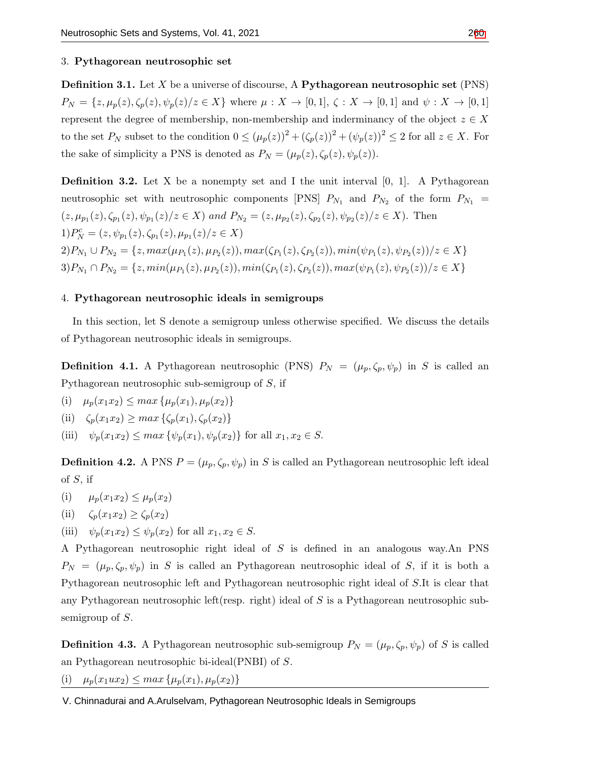## 3. Pythagorean neutrosophic set

**Definition 3.1.** Let $X$ be a universe of discourse, A **Pythagorean neutrosophic set** (PNS) $P_N = \{z, \mu_p(z), \zeta_p(z), \psi_p(z)/z \in X\}$ where $\mu : X \to [0,1]$, $\zeta : X \to [0,1]$ and $\psi : X \to [0,1]$ represent the degree of membership, non-membership and inderminancy of the object $z \in X$ to the set $P_N$ subset to the condition $0 \leq (\mu_p(z))^2 + (\zeta_p(z))^2 + (\psi_p(z))^2 \leq 2$ for all $z \in X$. For the sake of simplicity a PNS is denoted as $P_N = (\mu_p(z), \zeta_p(z), \psi_p(z))$.

**Definition 3.2.** Let X be a nonempty set and I the unit interval [0, 1]. A Pythagorean neutrosophic set with neutrosophic components [PNS] $P_{N_1}$ and $P_{N_2}$ of the form $P_{N_1} = (z, \mu_{p_1}(z), \zeta_{p_1}(z), \psi_{p_1}(z)/z \in X)$ *and* $P_{N_2} = (z, \mu_{p_2}(z), \zeta_{p_2}(z), \psi_{p_2}(z)/z \in X)$. Then

1) $P_N^c = (z, \psi_{p_1}(z), \zeta_{p_1}(z), \mu_{p_1}(z)/z \in X)$

2) $P_{N_1} \cup P_{N_2} = \{z, max(\mu_{P_1}(z), \mu_{P_2}(z)), max(\zeta_{P_1}(z), \zeta_{P_2}(z)), min(\psi_{P_1}(z), \psi_{P_2}(z))/z \in X\}$

3) $P_{N_1} \cap P_{N_2} = \{z, min(\mu_{P_1}(z), \mu_{P_2}(z)), min(\zeta_{P_1}(z), \zeta_{P_2}(z)), max(\psi_{P_1}(z), \psi_{P_2}(z))/z \in X\}$

## 4. Pythagorean neutrosophic ideals in semigroups

In this section, let S denote a semigroup unless otherwise specified. We discuss the details of Pythagorean neutrosophic ideals in semigroups.

**Definition 4.1.** A Pythagorean neutrosophic (PNS) $P_N = (\mu_p, \zeta_p, \psi_p)$ in $S$ is called an Pythagorean neutrosophic sub-semigroup of $S$, if

(i) $\mu_p(x_1x_2) \leq max\{\mu_p(x_1), \mu_p(x_2)\}$

(ii) $\zeta_p(x_1x_2) \geq max\{\zeta_p(x_1), \zeta_p(x_2)\}$

(iii) $\psi_p(x_1x_2) \leq max\{\psi_p(x_1), \psi_p(x_2)\}$ for all $x_1, x_2 \in S$.

**Definition 4.2.** A PNS $P = (\mu_p, \zeta_p, \psi_p)$ in $S$ is called an Pythagorean neutrosophic left ideal of $S$, if

(i) $\mu_p(x_1x_2) \leq \mu_p(x_2)$

(ii) $\zeta_p(x_1x_2) \geq \zeta_p(x_2)$

(iii) $\psi_p(x_1x_2) \leq \psi_p(x_2)$ for all $x_1, x_2 \in S$.

A Pythagorean neutrosophic right ideal of $S$ is defined in an analogous way.An PNS $P_N = (\mu_p, \zeta_p, \psi_p)$ in $S$ is called an Pythagorean neutrosophic ideal of $S$, if it is both a Pythagorean neutrosophic left and Pythagorean neutrosophic right ideal of $S$.It is clear that any Pythagorean neutrosophic left(resp. right) ideal of $S$ is a Pythagorean neutrosophic sub-semigroup of $S$.

**Definition 4.3.** A Pythagorean neutrosophic sub-semigroup $P_N = (\mu_p, \zeta_p, \psi_p)$ of $S$ is called an Pythagorean neutrosophic bi-ideal(PNBI) of $S$.

(i) $\mu_p(x_1ux_2) \leq max\{\mu_p(x_1), \mu_p(x_2)\}$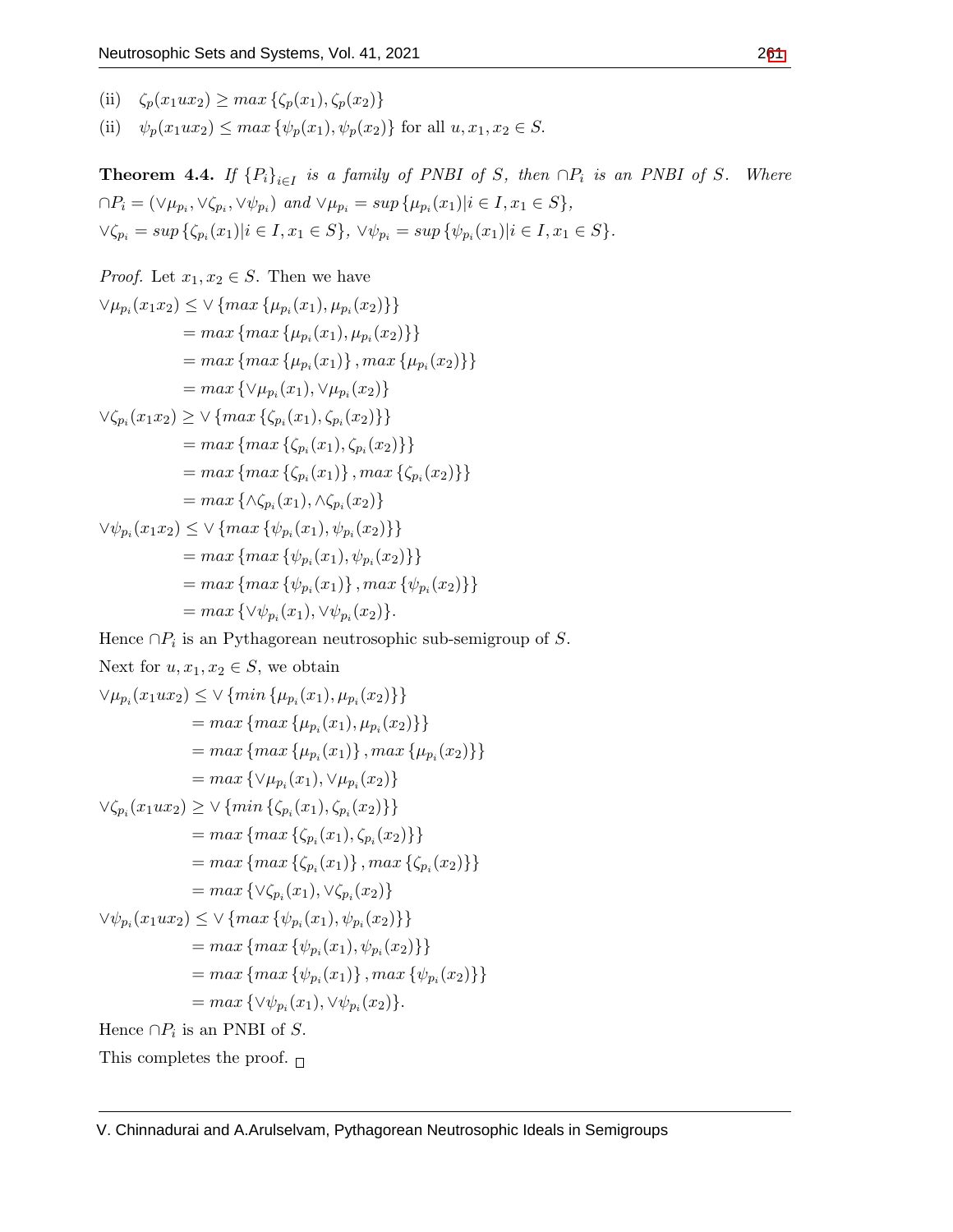(ii) $\zeta_p(x_1ux_2) \geq max\{\zeta_p(x_1), \zeta_p(x_2)\}$

(ii) $\psi_p(x_1ux_2) \leq max\{\psi_p(x_1), \psi_p(x_2)\}$ for all $u, x_1, x_2 \in S$.

**Theorem 4.4.** *If $\{P_i\}_{i\in I}$ is a family of PNBI of $S$, then $\cap P_i$ is an PNBI of $S$. Where $\cap P_i = (\vee\mu_{p_i}, \vee\zeta_{p_i}, \vee\psi_{p_i})$ and $\vee\mu_{p_i} = sup\{\mu_{p_i}(x_1)|i \in I, x_1 \in S\}$, $\vee\zeta_{p_i} = sup\{\zeta_{p_i}(x_1)|i \in I, x_1 \in S\}$, $\vee\psi_{p_i} = sup\{\psi_{p_i}(x_1)|i \in I, x_1 \in S\}$.*

*Proof.* Let $x_1, x_2 \in S$. Then we have

$$\begin{aligned}
\vee\mu_{p_i}(x_1x_2) &\leq \vee\{max\{\mu_{p_i}(x_1), \mu_{p_i}(x_2)\}\}\\
&= max\{max\{\mu_{p_i}(x_1), \mu_{p_i}(x_2)\}\}\\
&= max\{max\{\mu_{p_i}(x_1)\}, max\{\mu_{p_i}(x_2)\}\}\\
&= max\{\vee\mu_{p_i}(x_1), \vee\mu_{p_i}(x_2)\}\\
\vee\zeta_{p_i}(x_1x_2) &\geq \vee\{max\{\zeta_{p_i}(x_1), \zeta_{p_i}(x_2)\}\}\\
&= max\{max\{\zeta_{p_i}(x_1), \zeta_{p_i}(x_2)\}\}\\
&= max\{max\{\zeta_{p_i}(x_1)\}, max\{\zeta_{p_i}(x_2)\}\}\\
&= max\{\wedge\zeta_{p_i}(x_1), \wedge\zeta_{p_i}(x_2)\}\\
\vee\psi_{p_i}(x_1x_2) &\leq \vee\{max\{\psi_{p_i}(x_1), \psi_{p_i}(x_2)\}\}\\
&= max\{max\{\psi_{p_i}(x_1), \psi_{p_i}(x_2)\}\}\\
&= max\{max\{\psi_{p_i}(x_1)\}, max\{\psi_{p_i}(x_2)\}\}\\
&= max\{\vee\psi_{p_i}(x_1), \vee\psi_{p_i}(x_2)\}.
\end{aligned}$$

Hence $\cap P_i$ is an Pythagorean neutrosophic sub-semigroup of $S$.

Next for $u, x_1, x_2 \in S$, we obtain

$$\begin{aligned}
\vee\mu_{p_i}(x_1ux_2) &\leq \vee\{min\{\mu_{p_i}(x_1), \mu_{p_i}(x_2)\}\}\\
&= max\{max\{\mu_{p_i}(x_1), \mu_{p_i}(x_2)\}\}\\
&= max\{max\{\mu_{p_i}(x_1)\}, max\{\mu_{p_i}(x_2)\}\}\\
&= max\{\vee\mu_{p_i}(x_1), \vee\mu_{p_i}(x_2)\}\\
\vee\zeta_{p_i}(x_1ux_2) &\geq \vee\{min\{\zeta_{p_i}(x_1), \zeta_{p_i}(x_2)\}\}\\
&= max\{max\{\zeta_{p_i}(x_1), \zeta_{p_i}(x_2)\}\}\\
&= max\{max\{\zeta_{p_i}(x_1)\}, max\{\zeta_{p_i}(x_2)\}\}\\
&= max\{\vee\zeta_{p_i}(x_1), \vee\zeta_{p_i}(x_2)\}\\
\vee\psi_{p_i}(x_1ux_2) &\leq \vee\{max\{\psi_{p_i}(x_1), \psi_{p_i}(x_2)\}\}\\
&= max\{max\{\psi_{p_i}(x_1), \psi_{p_i}(x_2)\}\}\\
&= max\{max\{\psi_{p_i}(x_1)\}, max\{\psi_{p_i}(x_2)\}\}\\
&= max\{\vee\psi_{p_i}(x_1), \vee\psi_{p_i}(x_2)\}.
\end{aligned}$$

Hence $\cap P_i$ is an PNBI of $S$.

This completes the proof. □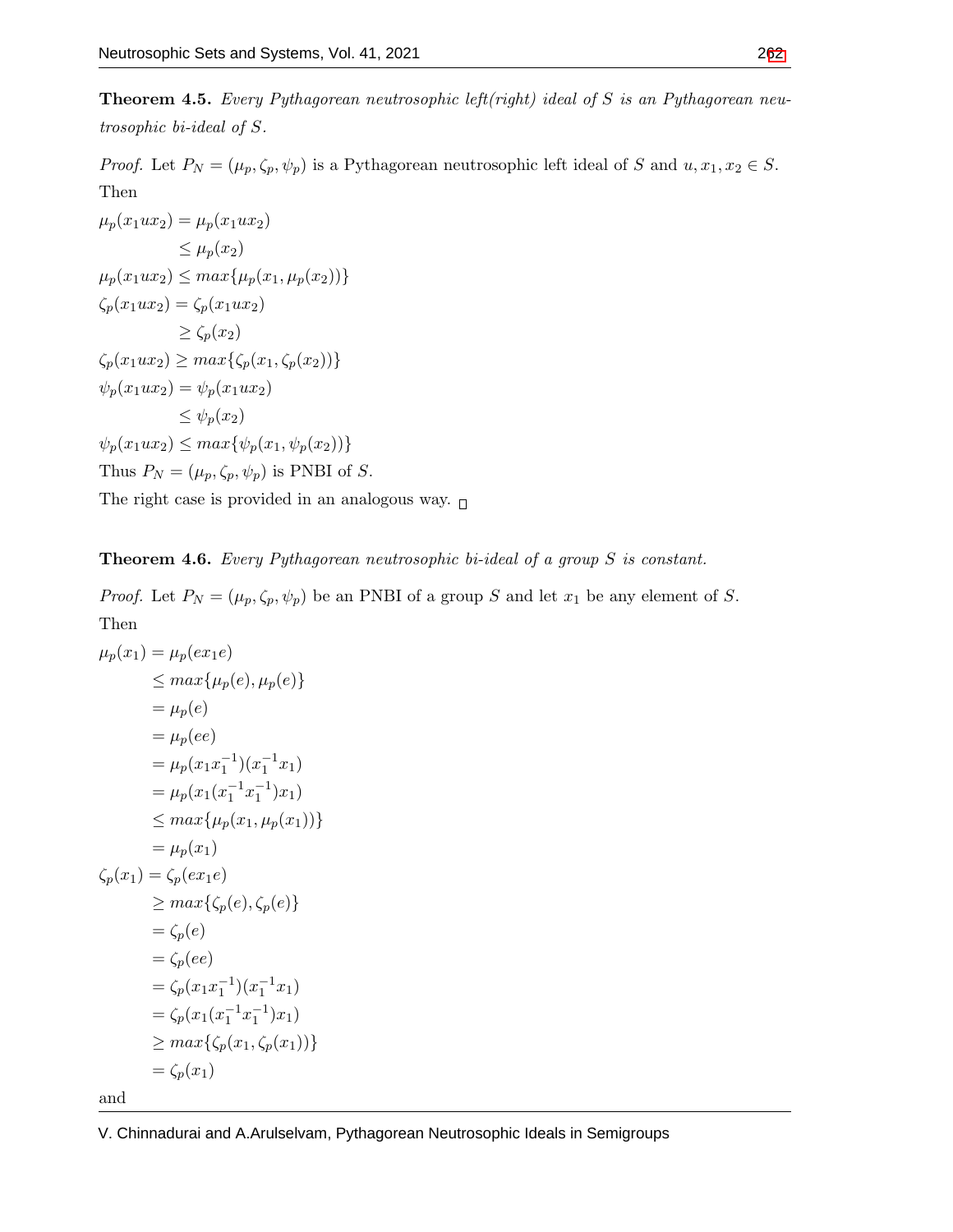**Theorem 4.5.** *Every Pythagorean neutrosophic left(right) ideal of $S$ is an Pythagorean neutrosophic bi-ideal of $S$.*

*Proof.* Let $P_N = (\mu_p, \zeta_p, \psi_p)$ is a Pythagorean neutrosophic left ideal of $S$ and $u, x_1, x_2 \in S$. Then

$$\begin{aligned}
\mu_p(x_1ux_2) &= \mu_p(x_1ux_2) \\
&\leq \mu_p(x_2) \\
\mu_p(x_1ux_2) &\leq max\{\mu_p(x_1, \mu_p(x_2))\} \\
\zeta_p(x_1ux_2) &= \zeta_p(x_1ux_2) \\
&\geq \zeta_p(x_2) \\
\zeta_p(x_1ux_2) &\geq max\{\zeta_p(x_1, \zeta_p(x_2))\} \\
\psi_p(x_1ux_2) &= \psi_p(x_1ux_2) \\
&\leq \psi_p(x_2) \\
\psi_p(x_1ux_2) &\leq max\{\psi_p(x_1, \psi_p(x_2))\}
\end{aligned}$$

Thus $P_N = (\mu_p, \zeta_p, \psi_p)$ is PNBI of $S$.

The right case is provided in an analogous way. □

**Theorem 4.6.** *Every Pythagorean neutrosophic bi-ideal of a group $S$ is constant.*

*Proof.* Let $P_N = (\mu_p, \zeta_p, \psi_p)$ be an PNBI of a group $S$ and let $x_1$ be any element of $S$. Then

$$\begin{aligned}
\mu_p(x_1) &= \mu_p(ex_1e) \\
&\leq max\{\mu_p(e), \mu_p(e)\} \\
&= \mu_p(e) \\
&= \mu_p(ee) \\
&= \mu_p(x_1x_1^{-1})(x_1^{-1}x_1) \\
&= \mu_p(x_1(x_1^{-1}x_1^{-1})x_1) \\
&\leq max\{\mu_p(x_1, \mu_p(x_1))\} \\
&= \mu_p(x_1) \\
\zeta_p(x_1) &= \zeta_p(ex_1e) \\
&\geq max\{\zeta_p(e), \zeta_p(e)\} \\
&= \zeta_p(e) \\
&= \zeta_p(ee) \\
&= \zeta_p(x_1x_1^{-1})(x_1^{-1}x_1) \\
&= \zeta_p(x_1(x_1^{-1}x_1^{-1})x_1) \\
&\geq max\{\zeta_p(x_1, \zeta_p(x_1))\} \\
&= \zeta_p(x_1)
\end{aligned}$$

and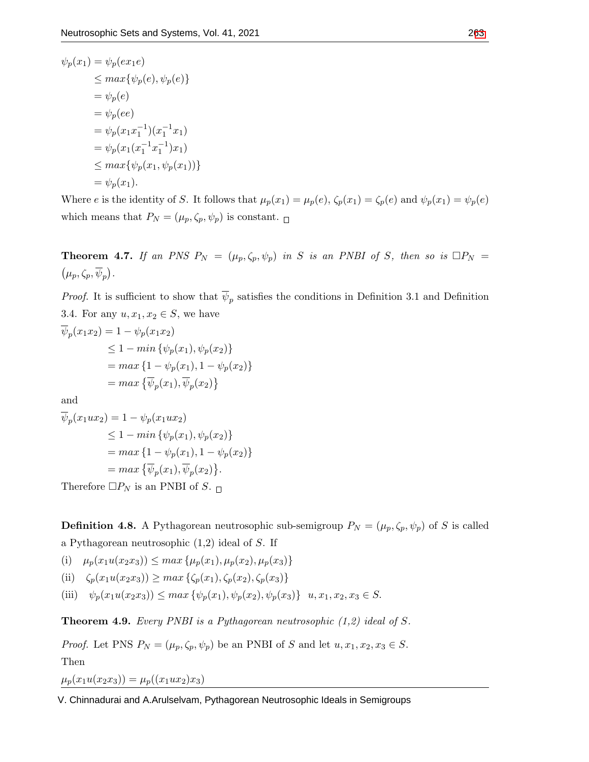$$
\begin{aligned}
\psi_p(x_1) &= \psi_p(ex_1e) \\
&\leq max\{\psi_p(e), \psi_p(e)\} \\
&= \psi_p(e) \\
&= \psi_p(ee) \\
&= \psi_p(x_1x_1^{-1})(x_1^{-1}x_1) \\
&= \psi_p(x_1(x_1^{-1}x_1^{-1})x_1) \\
&\leq max\{\psi_p(x_1, \psi_p(x_1))\} \\
&= \psi_p(x_1).
\end{aligned}
$$

Where $e$ is the identity of $S$. It follows that $\mu_p(x_1) = \mu_p(e)$, $\zeta_p(x_1) = \zeta_p(e)$ and $\psi_p(x_1) = \psi_p(e)$ which means that $P_N = (\mu_p, \zeta_p, \psi_p)$ is constant. □

**Theorem 4.7.** *If an PNS $P_N = (\mu_p, \zeta_p, \psi_p)$ in $S$ is an PNBI of $S$, then so is $\Box P_N = (\mu_p, \zeta_p, \overline{\psi}_p)$.*

*Proof.* It is sufficient to show that $\overline{\psi}_p$ satisfies the conditions in Definition 3.1 and Definition 3.4. For any $u, x_1, x_2 \in S$, we have

$$
\begin{aligned}
\overline{\psi}_p(x_1x_2) &= 1 - \psi_p(x_1x_2) \\
&\leq 1 - min\{\psi_p(x_1), \psi_p(x_2)\} \\
&= max\{1 - \psi_p(x_1), 1 - \psi_p(x_2)\} \\
&= max\{\overline{\psi}_p(x_1), \overline{\psi}_p(x_2)\}
\end{aligned}
$$

and

$$
\begin{aligned}
\overline{\psi}_p(x_1ux_2) &= 1 - \psi_p(x_1ux_2) \\
&\leq 1 - min\{\psi_p(x_1), \psi_p(x_2)\} \\
&= max\{1 - \psi_p(x_1), 1 - \psi_p(x_2)\} \\
&= max\{\overline{\psi}_p(x_1), \overline{\psi}_p(x_2)\}.
\end{aligned}
$$

Therefore $\Box P_N$ is an PNBI of $S$. □

**Definition 4.8.** A Pythagorean neutrosophic sub-semigroup $P_N = (\mu_p, \zeta_p, \psi_p)$ of $S$ is called a Pythagorean neutrosophic (1,2) ideal of $S$. If

(i) $\mu_p(x_1u(x_2x_3)) \leq max\{\mu_p(x_1), \mu_p(x_2), \mu_p(x_3)\}$

(ii) $\zeta_p(x_1u(x_2x_3)) \geq max\{\zeta_p(x_1), \zeta_p(x_2), \zeta_p(x_3)\}$

(iii) $\psi_p(x_1u(x_2x_3)) \leq max\{\psi_p(x_1), \psi_p(x_2), \psi_p(x_3)\}$ $u, x_1, x_2, x_3 \in S$.

**Theorem 4.9.** *Every PNBI is a Pythagorean neutrosophic (1,2) ideal of $S$.*

*Proof.* Let PNS $P_N = (\mu_p, \zeta_p, \psi_p)$ be an PNBI of $S$ and let $u, x_1, x_2, x_3 \in S$. Then

$\mu_p(x_1u(x_2x_3)) = \mu_p((x_1ux_2)x_3)$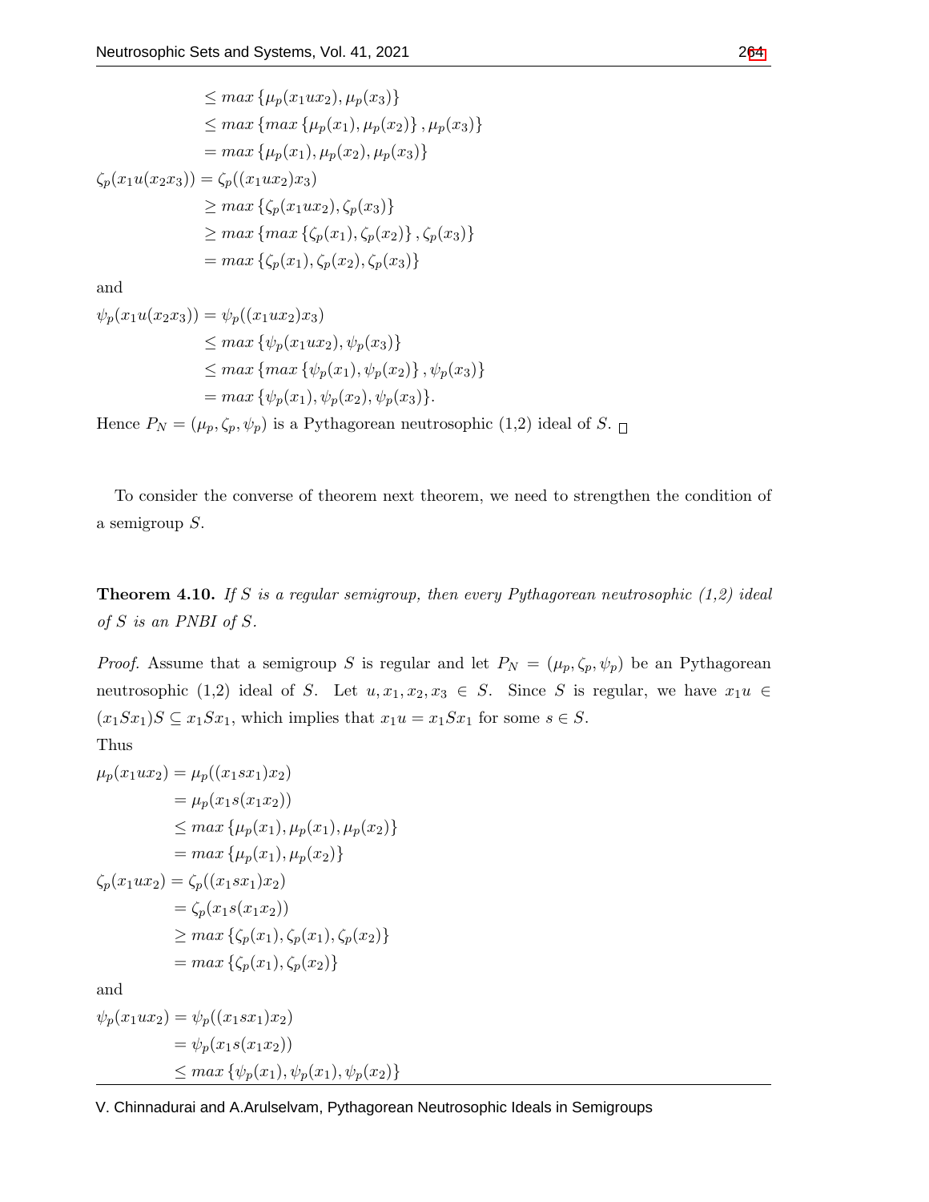$$
\begin{aligned}
&\leq max\{\mu_p(x_1ux_2), \mu_p(x_3)\} \\
&\leq max\{max\{\mu_p(x_1), \mu_p(x_2)\}, \mu_p(x_3)\} \\
&= max\{\mu_p(x_1), \mu_p(x_2), \mu_p(x_3)\}
\end{aligned}
$$

$$
\begin{aligned}
\zeta_p(x_1u(x_2x_3)) &= \zeta_p((x_1ux_2)x_3) \\
&\geq max\{\zeta_p(x_1ux_2), \zeta_p(x_3)\} \\
&\geq max\{max\{\zeta_p(x_1), \zeta_p(x_2)\}, \zeta_p(x_3)\} \\
&= max\{\zeta_p(x_1), \zeta_p(x_2), \zeta_p(x_3)\}
\end{aligned}
$$

and

$$
\begin{aligned}
\psi_p(x_1u(x_2x_3)) &= \psi_p((x_1ux_2)x_3) \\
&\leq max\{\psi_p(x_1ux_2), \psi_p(x_3)\} \\
&\leq max\{max\{\psi_p(x_1), \psi_p(x_2)\}, \psi_p(x_3)\} \\
&= max\{\psi_p(x_1), \psi_p(x_2), \psi_p(x_3)\}.
\end{aligned}
$$

Hence $P_N = (\mu_p, \zeta_p, \psi_p)$ is a Pythagorean neutrosophic (1,2) ideal of $S$. □

To consider the converse of theorem next theorem, we need to strengthen the condition of a semigroup $S$.

**Theorem 4.10.** *If $S$ is a regular semigroup, then every Pythagorean neutrosophic (1,2) ideal of $S$ is an PNBI of $S$.*

*Proof.* Assume that a semigroup $S$ is regular and let $P_N = (\mu_p, \zeta_p, \psi_p)$ be an Pythagorean neutrosophic (1,2) ideal of $S$. Let $u, x_1, x_2, x_3 \in S$. Since $S$ is regular, we have $x_1u \in (x_1Sx_1)S \subseteq x_1Sx_1$, which implies that $x_1u = x_1Sx_1$ for some $s \in S$.

Thus

$$
\begin{aligned}
\mu_p(x_1ux_2) &= \mu_p((x_1sx_1)x_2) \\
&= \mu_p(x_1s(x_1x_2)) \\
&\leq max\{\mu_p(x_1), \mu_p(x_1), \mu_p(x_2)\} \\
&= max\{\mu_p(x_1), \mu_p(x_2)\}
\end{aligned}
$$

$$
\begin{aligned}
\zeta_p(x_1ux_2) &= \zeta_p((x_1sx_1)x_2) \\
&= \zeta_p(x_1s(x_1x_2)) \\
&\geq max\{\zeta_p(x_1), \zeta_p(x_1), \zeta_p(x_2)\} \\
&= max\{\zeta_p(x_1), \zeta_p(x_2)\}
\end{aligned}
$$

and

$$
\begin{aligned}
\psi_p(x_1ux_2) &= \psi_p((x_1sx_1)x_2) \\
&= \psi_p(x_1s(x_1x_2)) \\
&\leq max\{\psi_p(x_1), \psi_p(x_1), \psi_p(x_2)\}
\end{aligned}
$$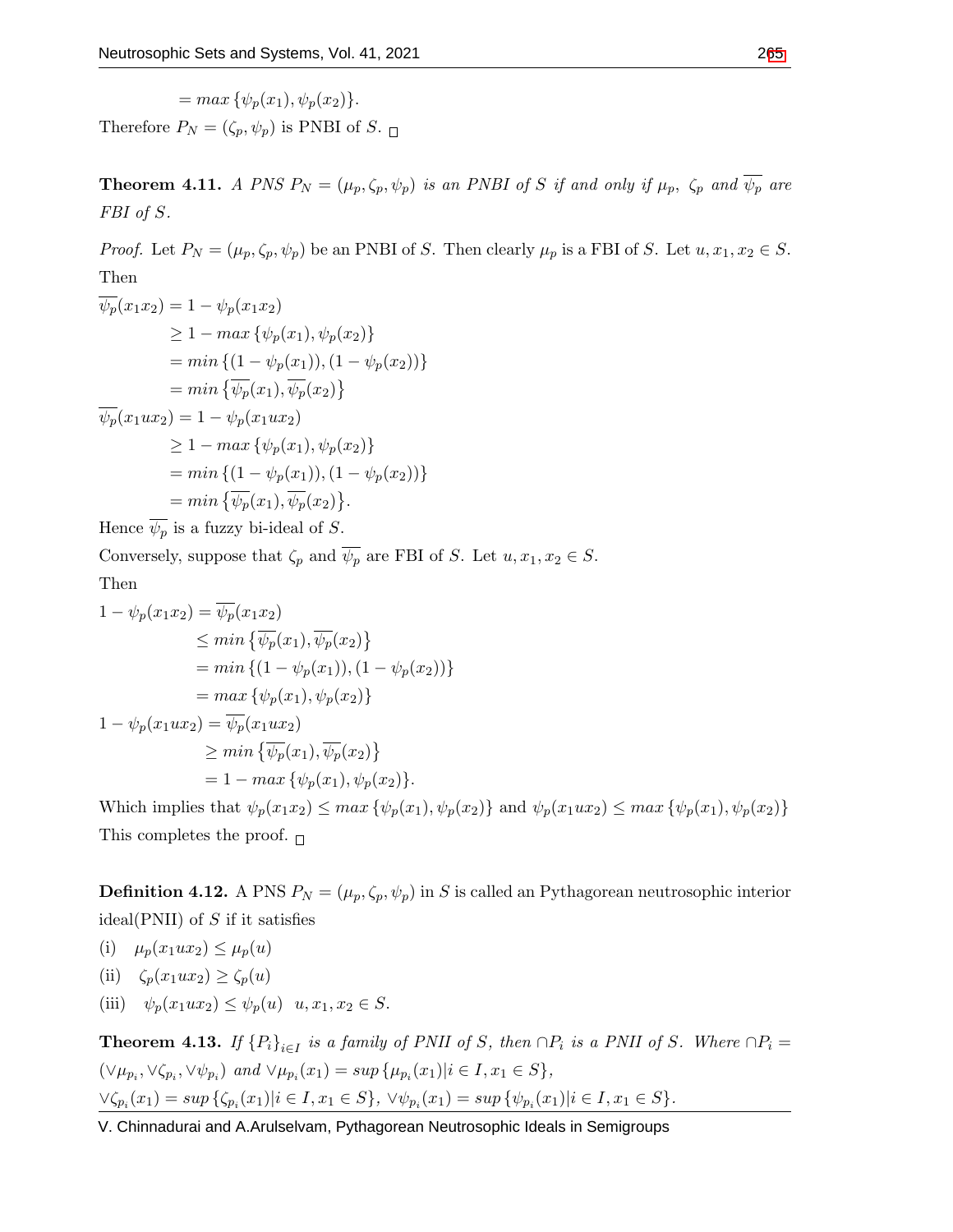$$= max\{\psi_p(x_1), \psi_p(x_2)\}.$$

Therefore $P_N = (\zeta_p, \psi_p)$ is PNBI of $S$. □

**Theorem 4.11.** *A PNS $P_N = (\mu_p, \zeta_p, \psi_p)$ is an PNBI of $S$ if and only if $\mu_p$, $\zeta_p$ and $\overline{\psi_p}$ are FBI of $S$.*

*Proof.* Let $P_N = (\mu_p, \zeta_p, \psi_p)$ be an PNBI of $S$. Then clearly $\mu_p$ is a FBI of $S$. Let $u, x_1, x_2 \in S$. Then

$$\begin{aligned}
\overline{\psi_p}(x_1x_2) &= 1 - \psi_p(x_1x_2) \\
&\geq 1 - max\{\psi_p(x_1), \psi_p(x_2)\} \\
&= min\{(1 - \psi_p(x_1)), (1 - \psi_p(x_2))\} \\
&= min\{\overline{\psi_p}(x_1), \overline{\psi_p}(x_2)\} \\
\overline{\psi_p}(x_1ux_2) &= 1 - \psi_p(x_1ux_2) \\
&\geq 1 - max\{\psi_p(x_1), \psi_p(x_2)\} \\
&= min\{(1 - \psi_p(x_1)), (1 - \psi_p(x_2))\} \\
&= min\{\overline{\psi_p}(x_1), \overline{\psi_p}(x_2)\}.
\end{aligned}$$

Hence $\overline{\psi_p}$ is a fuzzy bi-ideal of $S$.

Conversely, suppose that $\zeta_p$ and $\overline{\psi_p}$ are FBI of $S$. Let $u, x_1, x_2 \in S$.

Then

$$\begin{aligned}
1 - \psi_p(x_1x_2) &= \overline{\psi_p}(x_1x_2) \\
&\leq min\{\overline{\psi_p}(x_1), \overline{\psi_p}(x_2)\} \\
&= min\{(1 - \psi_p(x_1)), (1 - \psi_p(x_2))\} \\
&= max\{\psi_p(x_1), \psi_p(x_2)\} \\
1 - \psi_p(x_1ux_2) &= \overline{\psi_p}(x_1ux_2) \\
&\geq min\{\overline{\psi_p}(x_1), \overline{\psi_p}(x_2)\} \\
&= 1 - max\{\psi_p(x_1), \psi_p(x_2)\}.
\end{aligned}$$

Which implies that $\psi_p(x_1x_2) \leq max\{\psi_p(x_1), \psi_p(x_2)\}$ and $\psi_p(x_1ux_2) \leq max\{\psi_p(x_1), \psi_p(x_2)\}$ This completes the proof. □

**Definition 4.12.** A PNS $P_N = (\mu_p, \zeta_p, \psi_p)$ in $S$ is called an Pythagorean neutrosophic interior ideal(PNII) of $S$ if it satisfies

(i) $\mu_p(x_1ux_2) \leq \mu_p(u)$

(ii) $\zeta_p(x_1ux_2) \geq \zeta_p(u)$

(iii) $\psi_p(x_1ux_2) \leq \psi_p(u)$ $u, x_1, x_2 \in S$.

**Theorem 4.13.** *If $\{P_i\}_{i \in I}$ is a family of PNII of $S$, then $\cap P_i$ is a PNII of $S$. Where $\cap P_i = (\vee\mu_{p_i}, \vee\zeta_{p_i}, \vee\psi_{p_i})$ and $\vee\mu_{p_i}(x_1) = sup\{\mu_{p_i}(x_1) | i \in I, x_1 \in S\}$,*
*$\vee\zeta_{p_i}(x_1) = sup\{\zeta_{p_i}(x_1) | i \in I, x_1 \in S\}$, $\vee\psi_{p_i}(x_1) = sup\{\psi_{p_i}(x_1) | i \in I, x_1 \in S\}$.*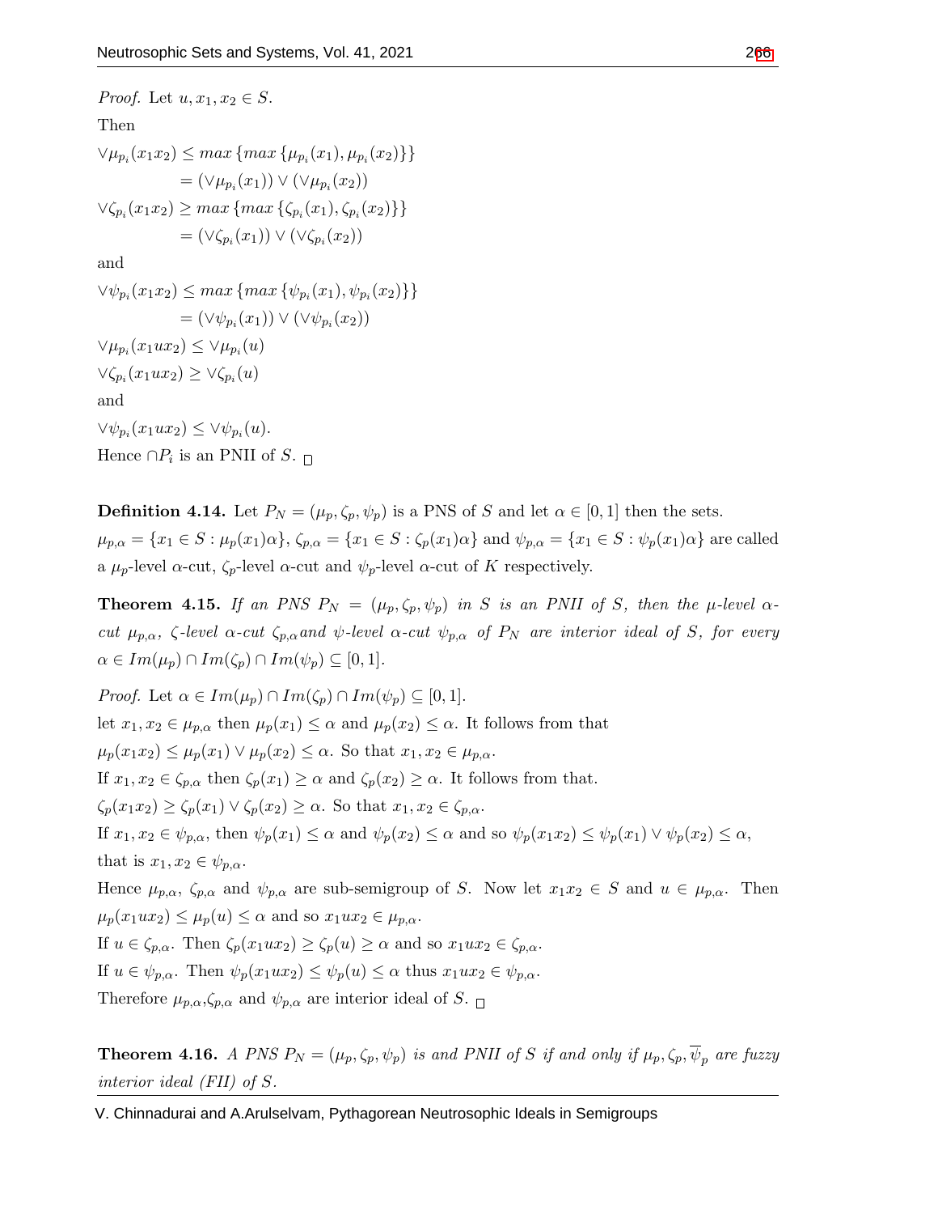*Proof.* Let $u, x_1, x_2 \in S$.

Then

$$
\begin{aligned}
\vee\mu_{p_i}(x_1x_2) &\leq max\{max\{\mu_{p_i}(x_1), \mu_{p_i}(x_2)\}\} \\
&= (\vee\mu_{p_i}(x_1)) \vee (\vee\mu_{p_i}(x_2)) \\
\vee\zeta_{p_i}(x_1x_2) &\geq max\{max\{\zeta_{p_i}(x_1), \zeta_{p_i}(x_2)\}\} \\
&= (\vee\zeta_{p_i}(x_1)) \vee (\vee\zeta_{p_i}(x_2))
\end{aligned}
$$

and

$$
\begin{aligned}
\vee\psi_{p_i}(x_1x_2) &\leq max\{max\{\psi_{p_i}(x_1), \psi_{p_i}(x_2)\}\} \\
&= (\vee\psi_{p_i}(x_1)) \vee (\vee\psi_{p_i}(x_2)) \\
\vee\mu_{p_i}(x_1ux_2) &\leq \vee\mu_{p_i}(u) \\
\vee\zeta_{p_i}(x_1ux_2) &\geq \vee\zeta_{p_i}(u)
\end{aligned}
$$

and

$\vee\psi_{p_i}(x_1ux_2) \leq \vee\psi_{p_i}(u)$.

Hence $\cap P_i$ is an PNII of $S$. □

**Definition 4.14.** Let $P_N = (\mu_p, \zeta_p, \psi_p)$ is a PNS of $S$ and let $\alpha \in [0, 1]$ then the sets. $\mu_{p,\alpha} = \{x_1 \in S : \mu_p(x_1)\alpha\}$, $\zeta_{p,\alpha} = \{x_1 \in S : \zeta_p(x_1)\alpha\}$ and $\psi_{p,\alpha} = \{x_1 \in S : \psi_p(x_1)\alpha\}$ are called a $\mu_p$-level $\alpha$-cut, $\zeta_p$-level $\alpha$-cut and $\psi_p$-level $\alpha$-cut of $K$ respectively.

**Theorem 4.15.** *If an PNS $P_N = (\mu_p, \zeta_p, \psi_p)$ in $S$ is an PNII of $S$, then the $\mu$-level $\alpha$-cut $\mu_{p,\alpha}$, $\zeta$-level $\alpha$-cut $\zeta_{p,\alpha}$ and $\psi$-level $\alpha$-cut $\psi_{p,\alpha}$ of $P_N$ are interior ideal of $S$, for every $\alpha \in Im(\mu_p) \cap Im(\zeta_p) \cap Im(\psi_p) \subseteq [0, 1]$.*

*Proof.* Let $\alpha \in Im(\mu_p) \cap Im(\zeta_p) \cap Im(\psi_p) \subseteq [0, 1]$.

let $x_1, x_2 \in \mu_{p,\alpha}$ then $\mu_p(x_1) \leq \alpha$ and $\mu_p(x_2) \leq \alpha$. It follows from that

$\mu_p(x_1x_2) \leq \mu_p(x_1) \vee \mu_p(x_2) \leq \alpha$. So that $x_1, x_2 \in \mu_{p,\alpha}$.

If $x_1, x_2 \in \zeta_{p,\alpha}$ then $\zeta_p(x_1) \geq \alpha$ and $\zeta_p(x_2) \geq \alpha$. It follows from that.

$\zeta_p(x_1x_2) \geq \zeta_p(x_1) \vee \zeta_p(x_2) \geq \alpha$. So that $x_1, x_2 \in \zeta_{p,\alpha}$.

If $x_1, x_2 \in \psi_{p,\alpha}$, then $\psi_p(x_1) \leq \alpha$ and $\psi_p(x_2) \leq \alpha$ and so $\psi_p(x_1x_2) \leq \psi_p(x_1) \vee \psi_p(x_2) \leq \alpha$, that is $x_1, x_2 \in \psi_{p,\alpha}$.

Hence $\mu_{p,\alpha}$, $\zeta_{p,\alpha}$ and $\psi_{p,\alpha}$ are sub-semigroup of $S$. Now let $x_1x_2 \in S$ and $u \in \mu_{p,\alpha}$. Then $\mu_p(x_1ux_2) \leq \mu_p(u) \leq \alpha$ and so $x_1ux_2 \in \mu_{p,\alpha}$.

If $u \in \zeta_{p,\alpha}$. Then $\zeta_p(x_1ux_2) \geq \zeta_p(u) \geq \alpha$ and so $x_1ux_2 \in \zeta_{p,\alpha}$.

If $u \in \psi_{p,\alpha}$. Then $\psi_p(x_1ux_2) \leq \psi_p(u) \leq \alpha$ thus $x_1ux_2 \in \psi_{p,\alpha}$.

Therefore $\mu_{p,\alpha}$,$\zeta_{p,\alpha}$ and $\psi_{p,\alpha}$ are interior ideal of $S$. □

**Theorem 4.16.** *A PNS $P_N = (\mu_p, \zeta_p, \psi_p)$ is and PNII of $S$ if and only if $\mu_p, \zeta_p, \overline{\psi}_p$ are fuzzy interior ideal (FII) of $S$.*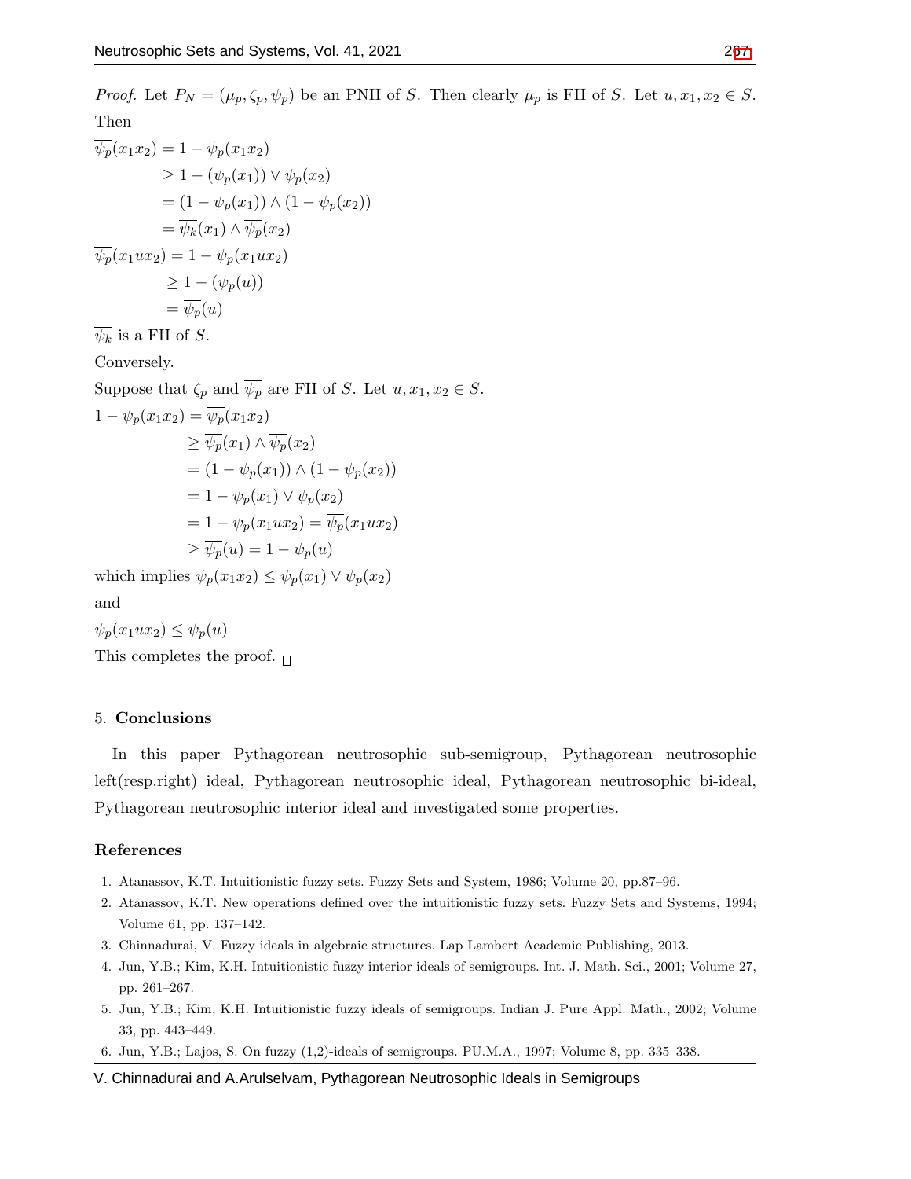*Proof.* Let $P_N = (\mu_p, \zeta_p, \psi_p)$ be an PNII of $S$. Then clearly $\mu_p$ is FII of $S$. Let $u, x_1, x_2 \in S$. Then

$$
\begin{aligned}
\overline{\psi_p}(x_1x_2) &= 1 - \psi_p(x_1x_2) \\
&\geq 1 - (\psi_p(x_1)) \vee \psi_p(x_2) \\
&= (1 - \psi_p(x_1)) \wedge (1 - \psi_p(x_2)) \\
&= \overline{\psi_k}(x_1) \wedge \overline{\psi_p}(x_2)
\end{aligned}
$$

$$
\begin{aligned}
\overline{\psi_p}(x_1ux_2) &= 1 - \psi_p(x_1ux_2) \\
&\geq 1 - (\psi_p(u)) \\
&= \overline{\psi_p}(u)
\end{aligned}
$$

$\overline{\psi_k}$ is a FII of $S$.

Conversely.

Suppose that $\zeta_p$ and $\overline{\psi_p}$ are FII of $S$. Let $u, x_1, x_2 \in S$.

$$
\begin{aligned}
1 - \psi_p(x_1x_2) &= \overline{\psi_p}(x_1x_2) \\
&\geq \overline{\psi_p}(x_1) \wedge \overline{\psi_p}(x_2) \\
&= (1 - \psi_p(x_1)) \wedge (1 - \psi_p(x_2)) \\
&= 1 - \psi_p(x_1) \vee \psi_p(x_2) \\
&= 1 - \psi_p(x_1ux_2) = \overline{\psi_p}(x_1ux_2) \\
&\geq \overline{\psi_p}(u) = 1 - \psi_p(u)
\end{aligned}
$$

which implies $\psi_p(x_1x_2) \leq \psi_p(x_1) \vee \psi_p(x_2)$

and

$\psi_p(x_1ux_2) \leq \psi_p(u)$

This completes the proof. □

## 5. **Conclusions**

In this paper Pythagorean neutrosophic sub-semigroup, Pythagorean neutrosophic left(resp.right) ideal, Pythagorean neutrosophic ideal, Pythagorean neutrosophic bi-ideal, Pythagorean neutrosophic interior ideal and investigated some properties.

## **References**

1. Atanassov, K.T. Intuitionistic fuzzy sets. Fuzzy Sets and System, 1986; Volume 20, pp.87–96.
2. Atanassov, K.T. New operations defined over the intuitionistic fuzzy sets. Fuzzy Sets and Systems, 1994; Volume 61, pp. 137–142.
3. Chinnadurai, V. Fuzzy ideals in algebraic structures. Lap Lambert Academic Publishing, 2013.
4. Jun, Y.B.; Kim, K.H. Intuitionistic fuzzy interior ideals of semigroups. Int. J. Math. Sci., 2001; Volume 27, pp. 261–267.
5. Jun, Y.B.; Kim, K.H. Intuitionistic fuzzy ideals of semigroups. Indian J. Pure Appl. Math., 2002; Volume 33, pp. 443–449.
6. Jun, Y.B.; Lajos, S. On fuzzy (1,2)-ideals of semigroups. PU.M.A., 1997; Volume 8, pp. 335–338.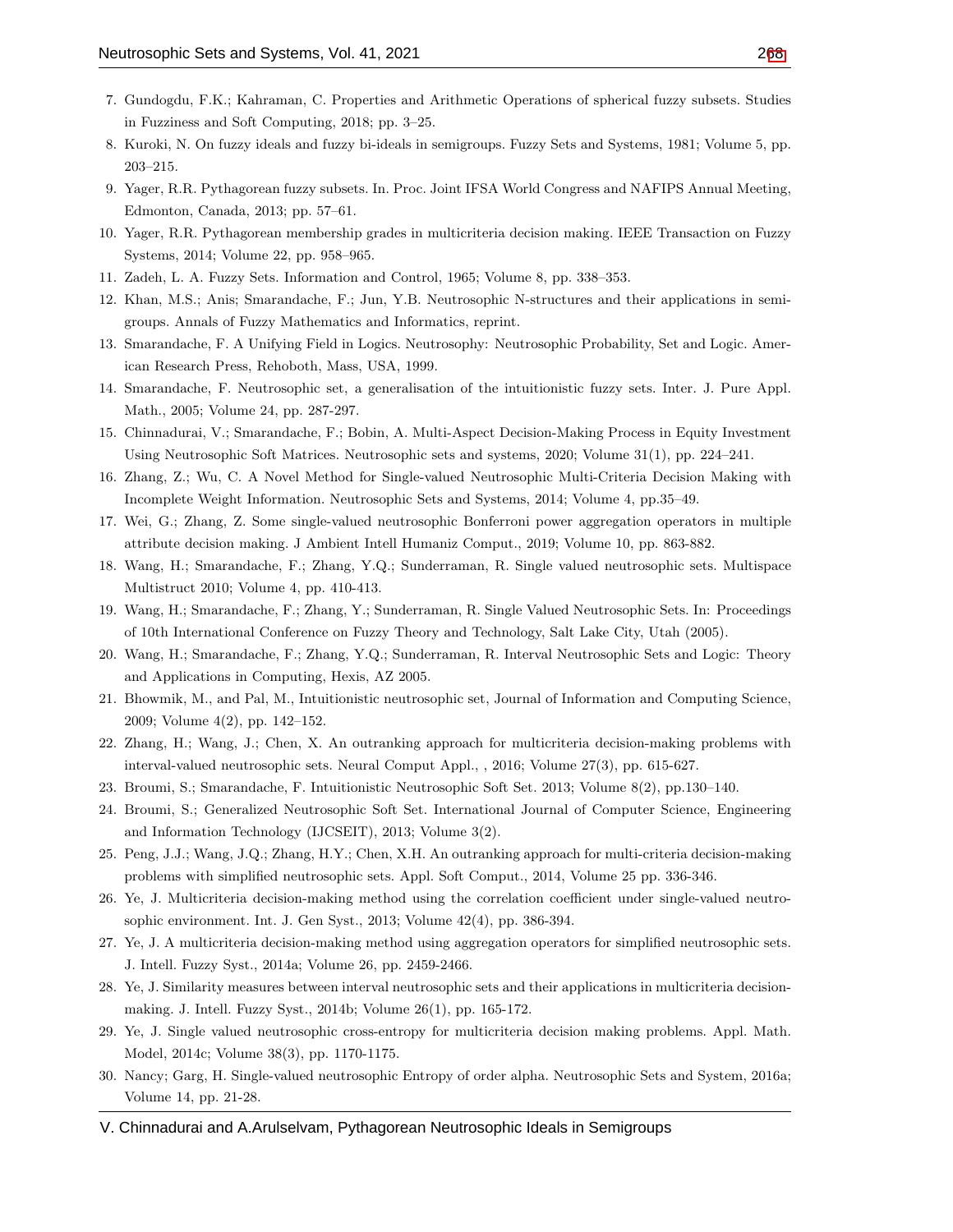7. Gundogdu, F.K.; Kahraman, C. Properties and Arithmetic Operations of spherical fuzzy subsets. Studies in Fuzziness and Soft Computing, 2018; pp. 3–25.
8. Kuroki, N. On fuzzy ideals and fuzzy bi-ideals in semigroups. Fuzzy Sets and Systems, 1981; Volume 5, pp. 203–215.
9. Yager, R.R. Pythagorean fuzzy subsets. In. Proc. Joint IFSA World Congress and NAFIPS Annual Meeting, Edmonton, Canada, 2013; pp. 57–61.
10. Yager, R.R. Pythagorean membership grades in multicriteria decision making. IEEE Transaction on Fuzzy Systems, 2014; Volume 22, pp. 958–965.
11. Zadeh, L. A. Fuzzy Sets. Information and Control, 1965; Volume 8, pp. 338–353.
12. Khan, M.S.; Anis; Smarandache, F.; Jun, Y.B. Neutrosophic N-structures and their applications in semigroups. Annals of Fuzzy Mathematics and Informatics, reprint.
13. Smarandache, F. A Unifying Field in Logics. Neutrosophy: Neutrosophic Probability, Set and Logic. American Research Press, Rehoboth, Mass, USA, 1999.
14. Smarandache, F. Neutrosophic set, a generalisation of the intuitionistic fuzzy sets. Inter. J. Pure Appl. Math., 2005; Volume 24, pp. 287-297.
15. Chinnadurai, V.; Smarandache, F.; Bobin, A. Multi-Aspect Decision-Making Process in Equity Investment Using Neutrosophic Soft Matrices. Neutrosophic sets and systems, 2020; Volume 31(1), pp. 224–241.
16. Zhang, Z.; Wu, C. A Novel Method for Single-valued Neutrosophic Multi-Criteria Decision Making with Incomplete Weight Information. Neutrosophic Sets and Systems, 2014; Volume 4, pp.35–49.
17. Wei, G.; Zhang, Z. Some single-valued neutrosophic Bonferroni power aggregation operators in multiple attribute decision making. J Ambient Intell Humaniz Comput., 2019; Volume 10, pp. 863-882.
18. Wang, H.; Smarandache, F.; Zhang, Y.Q.; Sunderraman, R. Single valued neutrosophic sets. Multispace Multistruct 2010; Volume 4, pp. 410-413.
19. Wang, H.; Smarandache, F.; Zhang, Y.; Sunderraman, R. Single Valued Neutrosophic Sets. In: Proceedings of 10th International Conference on Fuzzy Theory and Technology, Salt Lake City, Utah (2005).
20. Wang, H.; Smarandache, F.; Zhang, Y.Q.; Sunderraman, R. Interval Neutrosophic Sets and Logic: Theory and Applications in Computing, Hexis, AZ 2005.
21. Bhowmik, M., and Pal, M., Intuitionistic neutrosophic set, Journal of Information and Computing Science, 2009; Volume 4(2), pp. 142–152.
22. Zhang, H.; Wang, J.; Chen, X. An outranking approach for multicriteria decision-making problems with interval-valued neutrosophic sets. Neural Comput Appl., , 2016; Volume 27(3), pp. 615-627.
23. Broumi, S.; Smarandache, F. Intuitionistic Neutrosophic Soft Set. 2013; Volume 8(2), pp.130–140.
24. Broumi, S.; Generalized Neutrosophic Soft Set. International Journal of Computer Science, Engineering and Information Technology (IJCSEIT), 2013; Volume 3(2).
25. Peng, J.J.; Wang, J.Q.; Zhang, H.Y.; Chen, X.H. An outranking approach for multi-criteria decision-making problems with simplified neutrosophic sets. Appl. Soft Comput., 2014, Volume 25 pp. 336-346.
26. Ye, J. Multicriteria decision-making method using the correlation coefficient under single-valued neutrosophic environment. Int. J. Gen Syst., 2013; Volume 42(4), pp. 386-394.
27. Ye, J. A multicriteria decision-making method using aggregation operators for simplified neutrosophic sets. J. Intell. Fuzzy Syst., 2014a; Volume 26, pp. 2459-2466.
28. Ye, J. Similarity measures between interval neutrosophic sets and their applications in multicriteria decision-making. J. Intell. Fuzzy Syst., 2014b; Volume 26(1), pp. 165-172.
29. Ye, J. Single valued neutrosophic cross-entropy for multicriteria decision making problems. Appl. Math. Model, 2014c; Volume 38(3), pp. 1170-1175.
30. Nancy; Garg, H. Single-valued neutrosophic Entropy of order alpha. Neutrosophic Sets and System, 2016a; Volume 14, pp. 21-28.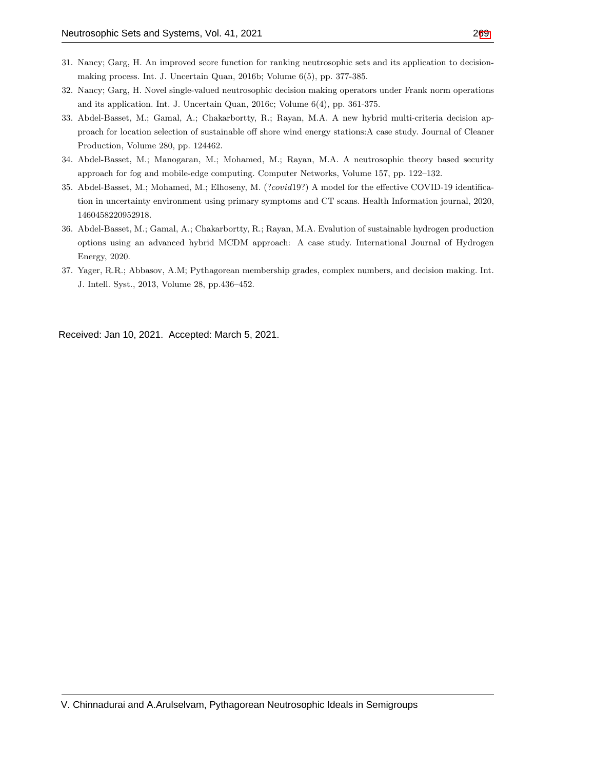31. Nancy; Garg, H. An improved score function for ranking neutrosophic sets and its application to decision-making process. Int. J. Uncertain Quan, 2016b; Volume 6(5), pp. 377-385.
32. Nancy; Garg, H. Novel single-valued neutrosophic decision making operators under Frank norm operations and its application. Int. J. Uncertain Quan, 2016c; Volume 6(4), pp. 361-375.
33. Abdel-Basset, M.; Gamal, A.; Chakarbortty, R.; Rayan, M.A. A new hybrid multi-criteria decision approach for location selection of sustainable off shore wind energy stations:A case study. Journal of Cleaner Production, Volume 280, pp. 124462.
34. Abdel-Basset, M.; Manogaran, M.; Mohamed, M.; Rayan, M.A. A neutrosophic theory based security approach for fog and mobile-edge computing. Computer Networks, Volume 157, pp. 122–132.
35. Abdel-Basset, M.; Mohamed, M.; Elhoseny, M. (?*covid*19?) A model for the effective COVID-19 identification in uncertainty environment using primary symptoms and CT scans. Health Information journal, 2020, 1460458220952918.
36. Abdel-Basset, M.; Gamal, A.; Chakarbortty, R.; Rayan, M.A. Evalution of sustainable hydrogen production options using an advanced hybrid MCDM approach: A case study. International Journal of Hydrogen Energy, 2020.
37. Yager, R.R.; Abbasov, A.M; Pythagorean membership grades, complex numbers, and decision making. Int. J. Intell. Syst., 2013, Volume 28, pp.436–452.

Received: Jan 10, 2021. Accepted: March 5, 2021.